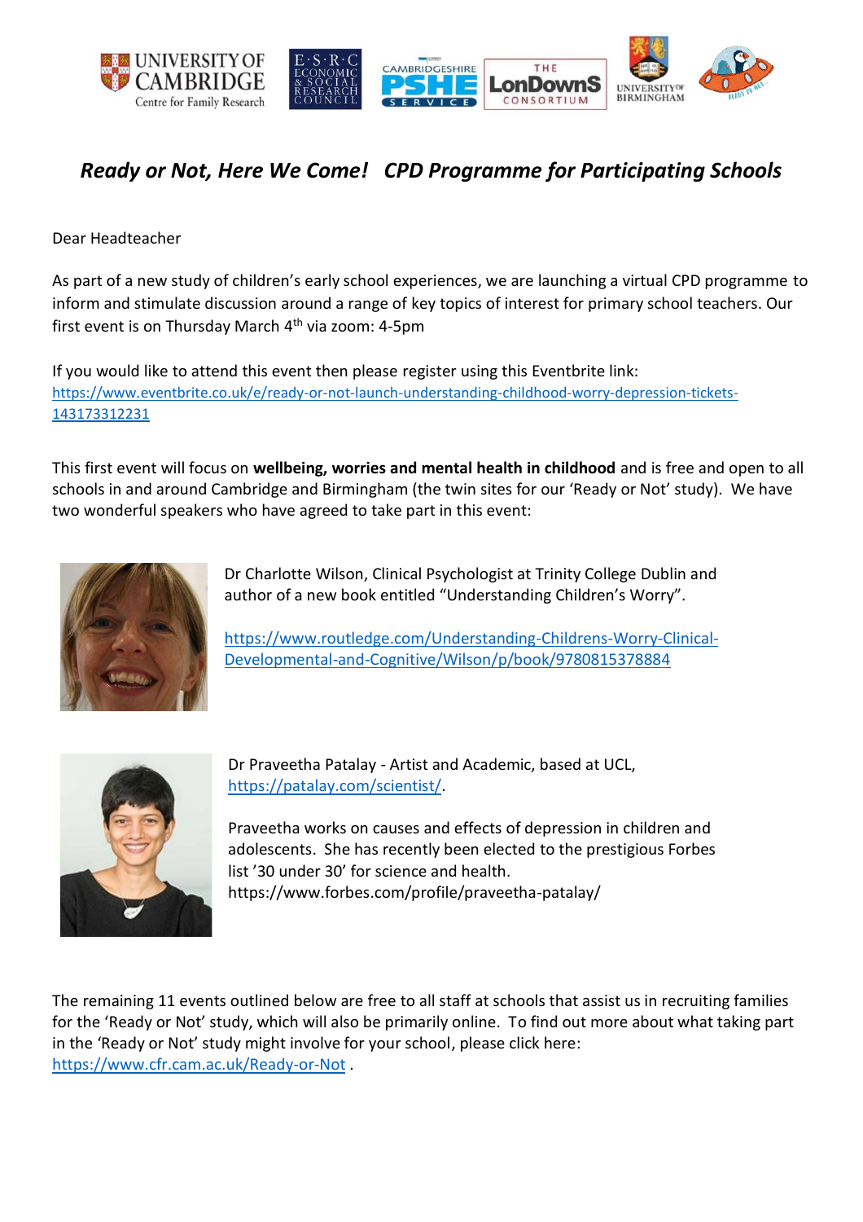# *Ready or Not, Here We Come!   CPD Programme for Participating Schools*

Dear Headteacher

As part of a new study of children's early school experiences, we are launching a virtual CPD programme to inform and stimulate discussion around a range of key topics of interest for primary school teachers. Our first event is on Thursday March 4th via zoom: 4-5pm

If you would like to attend this event then please register using this Eventbrite link: https://www.eventbrite.co.uk/e/ready-or-not-launch-understanding-childhood-worry-depression-tickets-143173312231

This first event will focus on **wellbeing, worries and mental health in childhood** and is free and open to all schools in and around Cambridge and Birmingham (the twin sites for our 'Ready or Not' study). We have two wonderful speakers who have agreed to take part in this event:

Dr Charlotte Wilson, Clinical Psychologist at Trinity College Dublin and author of a new book entitled "Understanding Children's Worry".

https://www.routledge.com/Understanding-Childrens-Worry-Clinical-Developmental-and-Cognitive/Wilson/p/book/9780815378884

Dr Praveetha Patalay - Artist and Academic, based at UCL, https://patalay.com/scientist/.

Praveetha works on causes and effects of depression in children and adolescents. She has recently been elected to the prestigious Forbes list '30 under 30' for science and health.
https://www.forbes.com/profile/praveetha-patalay/

The remaining 11 events outlined below are free to all staff at schools that assist us in recruiting families for the 'Ready or Not' study, which will also be primarily online. To find out more about what taking part in the 'Ready or Not' study might involve for your school, please click here: https://www.cfr.cam.ac.uk/Ready-or-Not .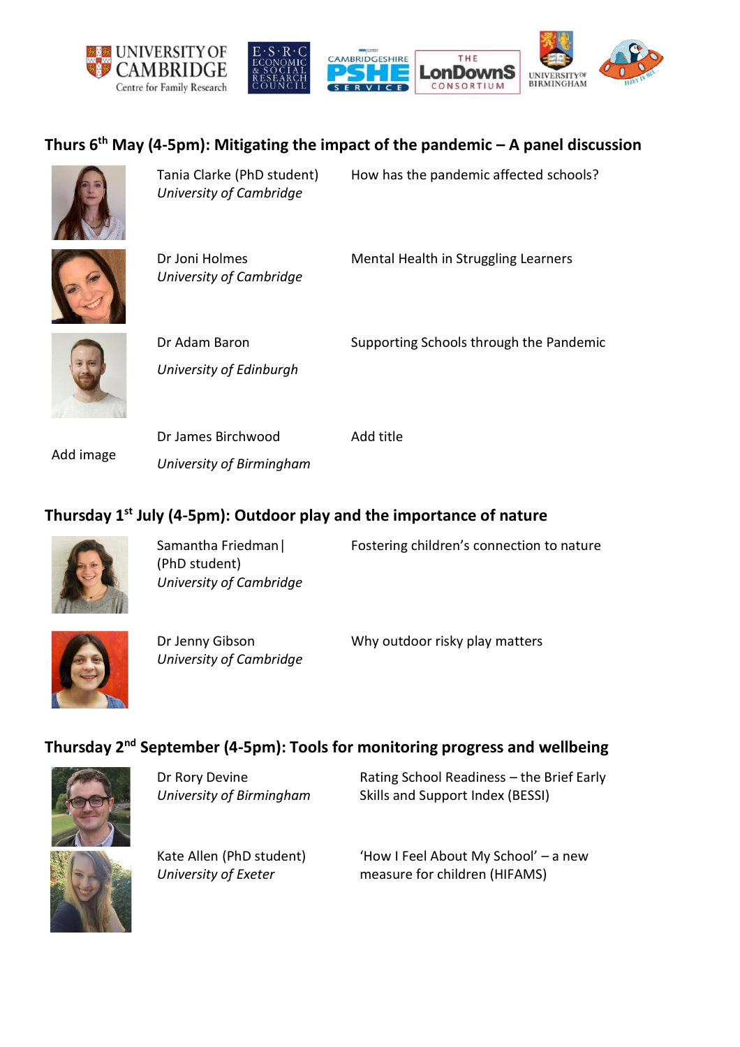## Thurs 6th May (4-5pm): Mitigating the impact of the pandemic – A panel discussion

| | Speaker | Title |
|---|---|---|
| | Tania Clarke (PhD student)<br>*University of Cambridge* | How has the pandemic affected schools? |
| | Dr Joni Holmes<br>*University of Cambridge* | Mental Health in Struggling Learners |
| | Dr Adam Baron<br>*University of Edinburgh* | Supporting Schools through the Pandemic |
| Add image | Dr James Birchwood<br>*University of Birmingham* | Add title |

## Thursday 1st July (4-5pm): Outdoor play and the importance of nature

| | Speaker | Title |
|---|---|---|
| | Samantha Friedman \|<br>(PhD student)<br>*University of Cambridge* | Fostering children's connection to nature |
| | Dr Jenny Gibson<br>*University of Cambridge* | Why outdoor risky play matters |

## Thursday 2nd September (4-5pm): Tools for monitoring progress and wellbeing

| | Speaker | Title |
|---|---|---|
| | Dr Rory Devine<br>*University of Birmingham* | Rating School Readiness – the Brief Early Skills and Support Index (BESSI) |
| | Kate Allen (PhD student)<br>*University of Exeter* | 'How I Feel About My School' – a new measure for children (HIFAMS) |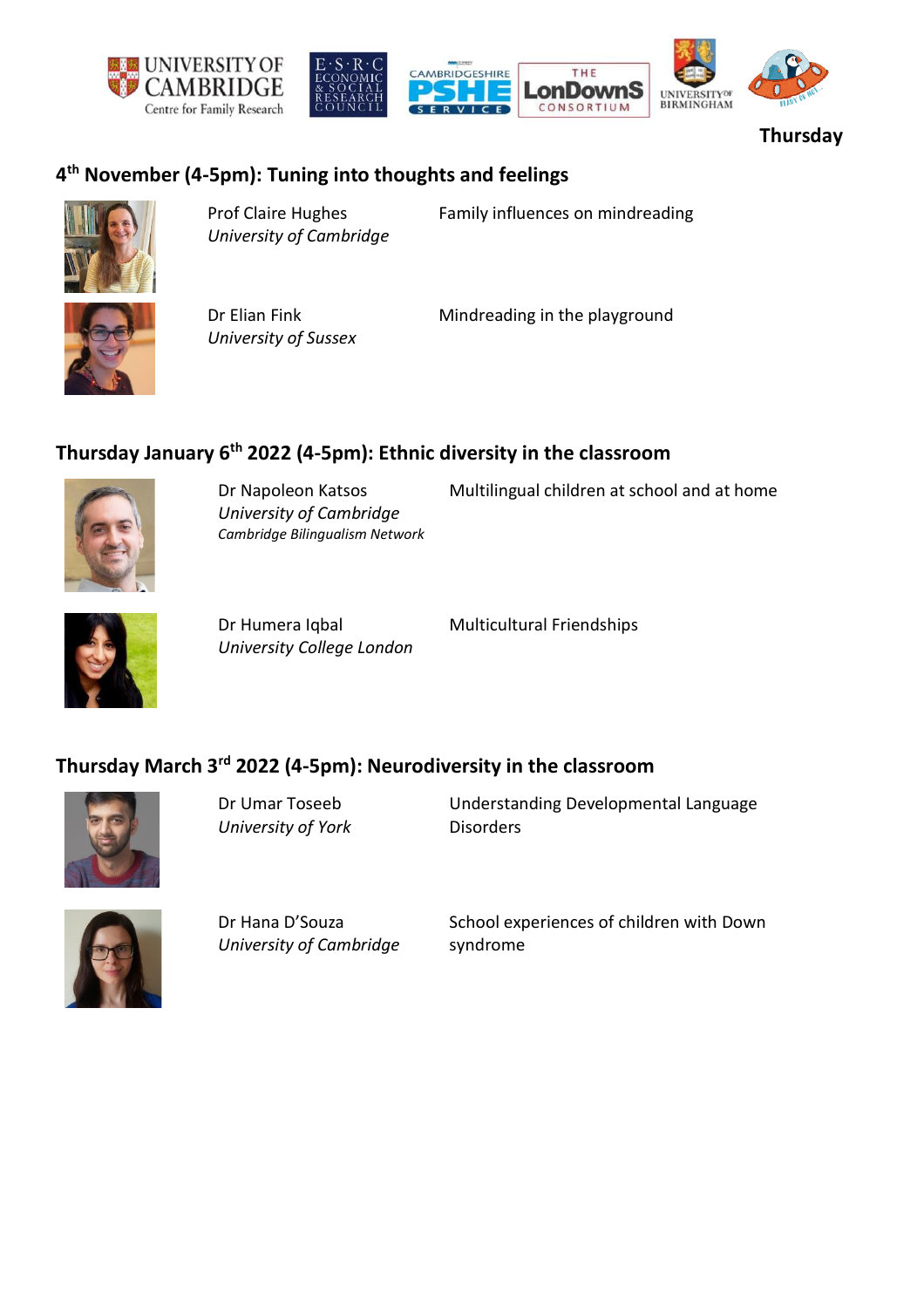Thursday

## 4th November (4-5pm): Tuning into thoughts and feelings

| | | |
|---|---|---|
| Prof Claire Hughes<br>*University of Cambridge* | Family influences on mindreading |
| Dr Elian Fink<br>*University of Sussex* | Mindreading in the playground |

## Thursday January 6th 2022 (4-5pm): Ethnic diversity in the classroom

| | |
|---|---|
| Dr Napoleon Katsos<br>*University of Cambridge*<br>*Cambridge Bilingualism Network* | Multilingual children at school and at home |
| Dr Humera Iqbal<br>*University College London* | Multicultural Friendships |

## Thursday March 3rd 2022 (4-5pm): Neurodiversity in the classroom

| | |
|---|---|
| Dr Umar Toseeb<br>*University of York* | Understanding Developmental Language Disorders |
| Dr Hana D'Souza<br>*University of Cambridge* | School experiences of children with Down syndrome |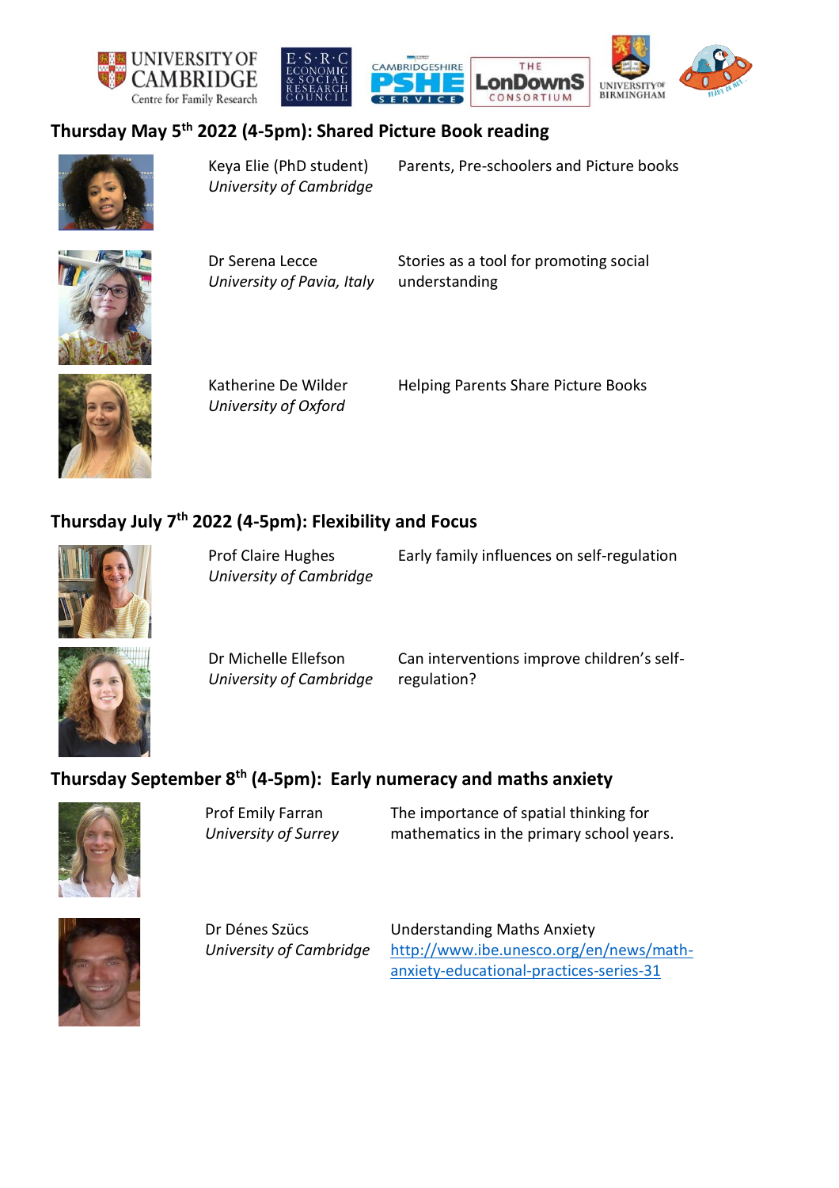## Thursday May 5th 2022 (4-5pm): Shared Picture Book reading

| Speaker | Topic |
|---|---|
| Keya Elie (PhD student)<br>*University of Cambridge* | Parents, Pre-schoolers and Picture books |
| Dr Serena Lecce<br>*University of Pavia, Italy* | Stories as a tool for promoting social understanding |
| Katherine De Wilder<br>*University of Oxford* | Helping Parents Share Picture Books |

## Thursday July 7th 2022 (4-5pm): Flexibility and Focus

| Speaker | Topic |
|---|---|
| Prof Claire Hughes<br>*University of Cambridge* | Early family influences on self-regulation |
| Dr Michelle Ellefson<br>*University of Cambridge* | Can interventions improve children's self-regulation? |

## Thursday September 8th (4-5pm): Early numeracy and maths anxiety

| Speaker | Topic |
|---|---|
| Prof Emily Farran<br>*University of Surrey* | The importance of spatial thinking for mathematics in the primary school years. |
| Dr Dénes Szücs<br>*University of Cambridge* | Understanding Maths Anxiety<br>[http://www.ibe.unesco.org/en/news/math-anxiety-educational-practices-series-31](http://www.ibe.unesco.org/en/news/math-anxiety-educational-practices-series-31) |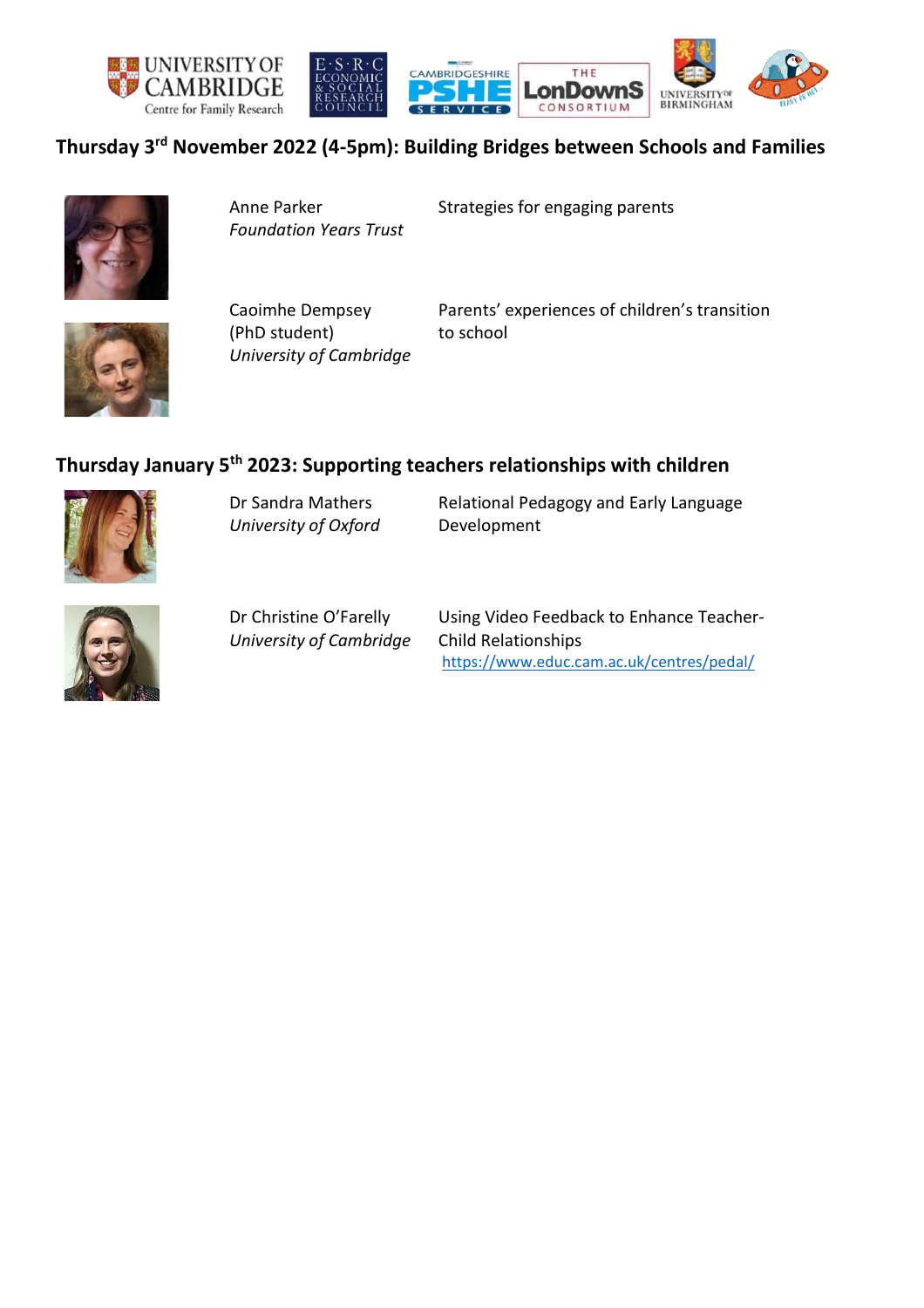## Thursday 3rd November 2022 (4-5pm): Building Bridges between Schools and Families

| | |
|---|---|
| Anne Parker<br>*Foundation Years Trust* | Strategies for engaging parents |
| Caoimhe Dempsey<br>(PhD student)<br>*University of Cambridge* | Parents' experiences of children's transition to school |

## Thursday January 5th 2023: Supporting teachers relationships with children

| | |
|---|---|
| Dr Sandra Mathers<br>*University of Oxford* | Relational Pedagogy and Early Language Development |
| Dr Christine O'Farelly<br>*University of Cambridge* | Using Video Feedback to Enhance Teacher-Child Relationships<br>https://www.educ.cam.ac.uk/centres/pedal/ |